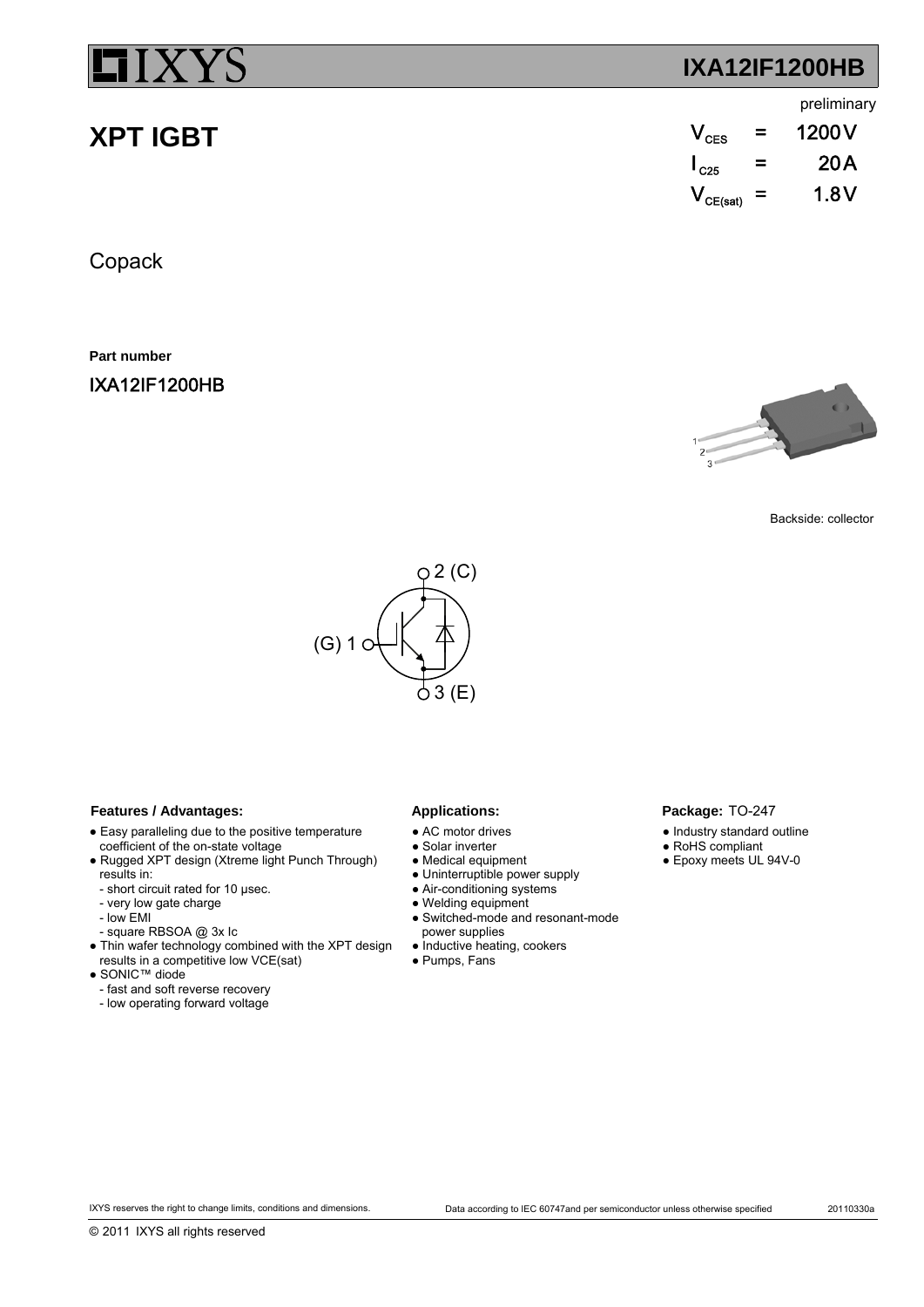# IXYS

## IXA12IF1200HB

preliminary

# XPT IGBT

| | | |
|---|---|---|
| $V_{CES}$ | = | 1200 V |
| $I_{C25}$ | = | 20 A |
| $V_{CE(sat)}$ | = | 1.8 V |

Copack

**Part number**

IXA12IF1200HB

Backside: collector

(G) 1, 2 (C), 3 (E)

### Features / Advantages:

- Easy paralleling due to the positive temperature coefficient of the on-state voltage
- Rugged XPT design (Xtreme light Punch Through) results in:
  - short circuit rated for 10 µsec.
  - very low gate charge
  - low EMI
  - square RBSOA @ 3x Ic
- Thin wafer technology combined with the XPT design results in a competitive low VCE(sat)
- SONIC™ diode
  - fast and soft reverse recovery
  - low operating forward voltage

### Applications:

- AC motor drives
- Solar inverter
- Medical equipment
- Uninterruptible power supply
- Air-conditioning systems
- Welding equipment
- Switched-mode and resonant-mode power supplies
- Inductive heating, cookers
- Pumps, Fans

### Package: TO-247

- Industry standard outline
- RoHS compliant
- Epoxy meets UL 94V-0

IXYS reserves the right to change limits, conditions and dimensions.

Data according to IEC 60747and per semiconductor unless otherwise specified

20110330a

© 2011 IXYS all rights reserved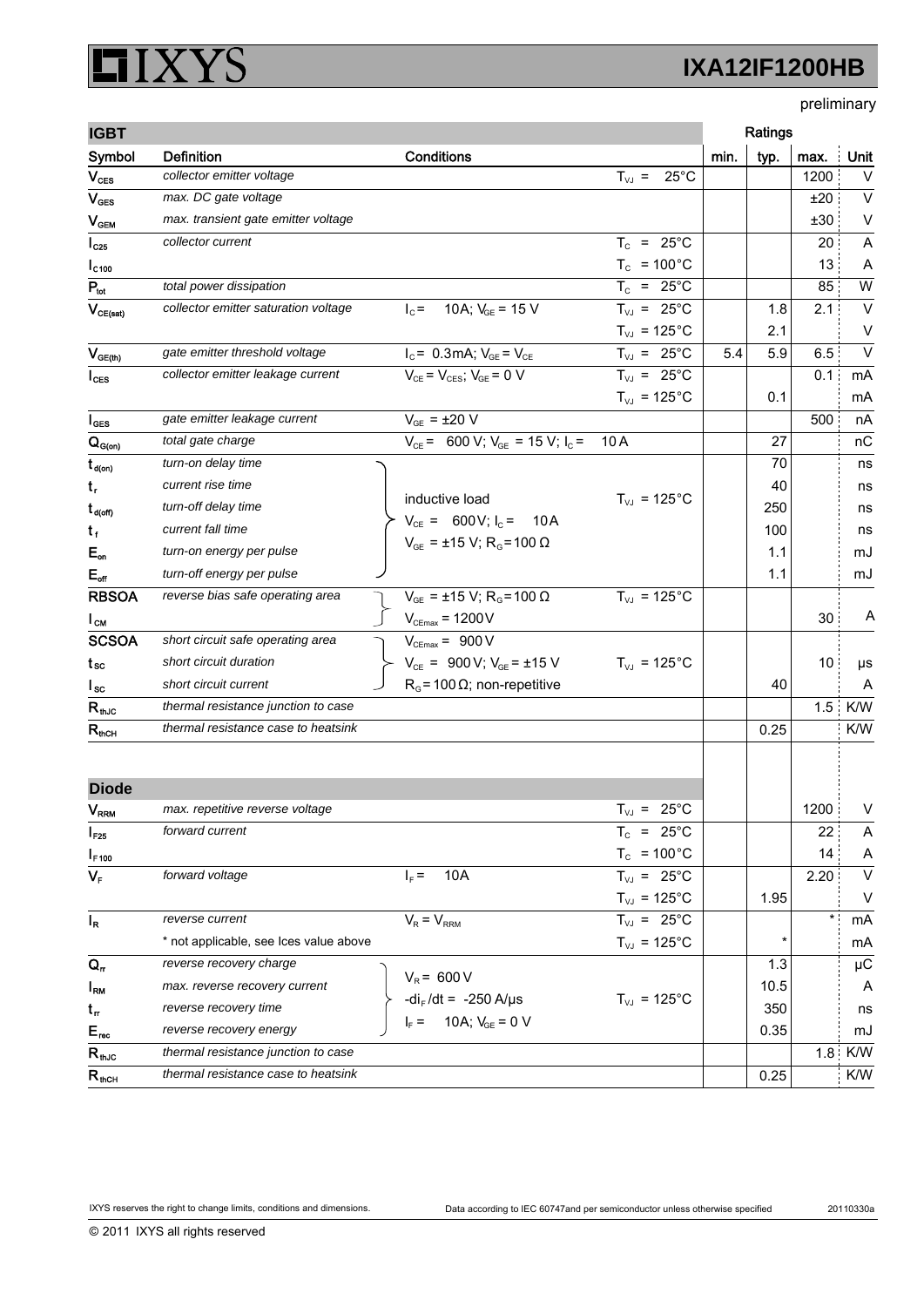# IXYS

## IXA12IF1200HB

preliminary

| IGBT | | | | Ratings | | | |
|---|---|---|---|---|---|---|---|
| **Symbol** | **Definition** | **Conditions** | | **min.** | **typ.** | **max.** | **Unit** |
| $V_{CES}$ | *collector emitter voltage* | | $T_{VJ}$ = 25°C | | | 1200 | V |
| $V_{GES}$ | *max. DC gate voltage* | | | | | ±20 | V |
| $V_{GEM}$ | *max. transient gate emitter voltage* | | | | | ±30 | V |
| $I_{C25}$ | *collector current* | | $T_C$ = 25°C | | | 20 | A |
| $I_{C100}$ | | | $T_C$ = 100°C | | | 13 | A |
| $P_{tot}$ | *total power dissipation* | | $T_C$ = 25°C | | | 85 | W |
| $V_{CE(sat)}$ | *collector emitter saturation voltage* | $I_C$ = 10A; $V_{GE}$ = 15 V | $T_{VJ}$ = 25°C | | 1.8 | 2.1 | V |
| | | | $T_{VJ}$ = 125°C | | 2.1 | | V |
| $V_{GE(th)}$ | *gate emitter threshold voltage* | $I_C$ = 0.3mA; $V_{GE}$ = $V_{CE}$ | $T_{VJ}$ = 25°C | 5.4 | 5.9 | 6.5 | V |
| $I_{CES}$ | *collector emitter leakage current* | $V_{CE}$ = $V_{CES}$; $V_{GE}$ = 0 V | $T_{VJ}$ = 25°C | | | 0.1 | mA |
| | | | $T_{VJ}$ = 125°C | | 0.1 | | mA |
| $I_{GES}$ | *gate emitter leakage current* | $V_{GE}$ = ±20 V | | | | 500 | nA |
| $Q_{G(on)}$ | *total gate charge* | $V_{CE}$ = 600 V; $V_{GE}$ = 15 V; $I_C$ = 10 A | | | 27 | | nC |
| $t_{d(on)}$ | *turn-on delay time* | inductive load; $V_{CE}$ = 600V; $I_C$ = 10A; $V_{GE}$ = ±15 V; $R_G$ = 100 Ω | $T_{VJ}$ = 125°C | | 70 | | ns |
| $t_r$ | *current rise time* | | | | 40 | | ns |
| $t_{d(off)}$ | *turn-off delay time* | | | | 250 | | ns |
| $t_f$ | *current fall time* | | | | 100 | | ns |
| $E_{on}$ | *turn-on energy per pulse* | | | | 1.1 | | mJ |
| $E_{off}$ | *turn-off energy per pulse* | | | | 1.1 | | mJ |
| **RBSOA** | *reverse bias safe operating area* | $V_{GE}$ = ±15 V; $R_G$ = 100 Ω | $T_{VJ}$ = 125°C | | | | |
| $I_{CM}$ | | $V_{CEmax}$ = 1200V | | | | 30 | A |
| **SCSOA** | *short circuit safe operating area* | $V_{CEmax}$ = 900 V | | | | | |
| $t_{SC}$ | *short circuit duration* | $V_{CE}$ = 900 V; $V_{GE}$ = ±15 V | $T_{VJ}$ = 125°C | | | 10 | µs |
| $I_{SC}$ | *short circuit current* | $R_G$ = 100 Ω; non-repetitive | | | 40 | | A |
| $R_{thJC}$ | *thermal resistance junction to case* | | | | | 1.5 | K/W |
| $R_{thCH}$ | *thermal resistance case to heatsink* | | | | 0.25 | | K/W |

| Diode | | | | | | | |
|---|---|---|---|---|---|---|---|
| $V_{RRM}$ | *max. repetitive reverse voltage* | | $T_{VJ}$ = 25°C | | | 1200 | V |
| $I_{F25}$ | *forward current* | | $T_C$ = 25°C | | | 22 | A |
| $I_{F100}$ | | | $T_C$ = 100°C | | | 14 | A |
| $V_F$ | *forward voltage* | $I_F$ = 10A | $T_{VJ}$ = 25°C | | | 2.20 | V |
| | | | $T_{VJ}$ = 125°C | | 1.95 | | V |
| $I_R$ | *reverse current* | $V_R$ = $V_{RRM}$ | $T_{VJ}$ = 25°C | | | * | mA |
| | * not applicable, see Ices value above | | $T_{VJ}$ = 125°C | | * | | mA |
| $Q_{rr}$ | *reverse recovery charge* | $V_R$ = 600 V; $-di_F/dt$ = -250 A/µs; $I_F$ = 10A; $V_{GE}$ = 0 V | $T_{VJ}$ = 125°C | | 1.3 | | µC |
| $I_{RM}$ | *max. reverse recovery current* | | | | 10.5 | | A |
| $t_{rr}$ | *reverse recovery time* | | | | 350 | | ns |
| $E_{rec}$ | *reverse recovery energy* | | | | 0.35 | | mJ |
| $R_{thJC}$ | *thermal resistance junction to case* | | | | | 1.8 | K/W |
| $R_{thCH}$ | *thermal resistance case to heatsink* | | | | 0.25 | | K/W |

IXYS reserves the right to change limits, conditions and dimensions.

Data according to IEC 60747and per semiconductor unless otherwise specified

20110330a

© 2011 IXYS all rights reserved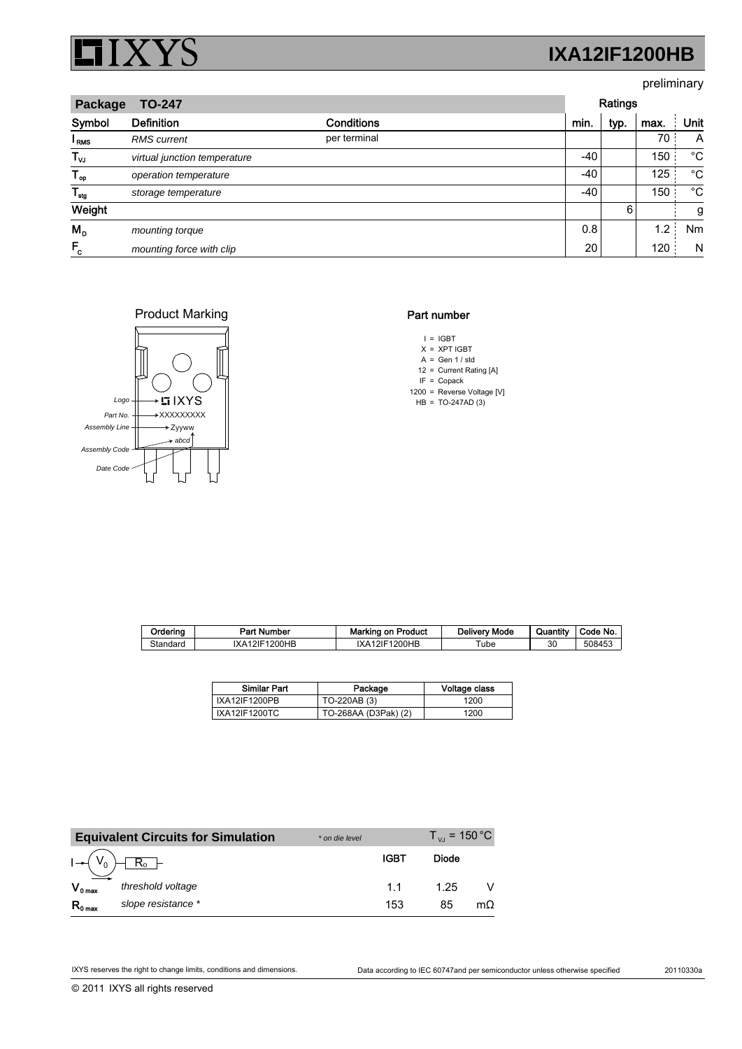# IXA12IF1200HB

preliminary

| Package TO-247 | | | Ratings | | | |
|---|---|---|---|---|---|---|
| Symbol | Definition | Conditions | min. | typ. | max. | Unit |
| $I_{RMS}$ | *RMS current* | per terminal | | | 70 | A |
| $T_{VJ}$ | *virtual junction temperature* | | -40 | | 150 | °C |
| $T_{op}$ | *operation temperature* | | -40 | | 125 | °C |
| $T_{stg}$ | *storage temperature* | | -40 | | 150 | °C |
| Weight | | | | 6 | | g |
| $M_D$ | *mounting torque* | | 0.8 | | 1.2 | Nm |
| $F_C$ | *mounting force with clip* | | 20 | | 120 | N |

## Product Marking

Logo → IXYS
Part No. → XXXXXXXXX
Assembly Line → Zyyww
Assembly Code → abcd
Date Code

## Part number

- I = IGBT
- X = XPT IGBT
- A = Gen 1 / std
- 12 = Current Rating [A]
- IF = Copack
- 1200 = Reverse Voltage [V]
- HB = TO-247AD (3)

| Ordering | Part Number | Marking on Product | Delivery Mode | Quantity | Code No. |
|---|---|---|---|---|---|
| Standard | IXA12IF1200HB | IXA12IF1200HB | Tube | 30 | 508453 |

| Similar Part | Package | Voltage class |
|---|---|---|
| IXA12IF1200PB | TO-220AB (3) | 1200 |
| IXA12IF1200TC | TO-268AA (D3Pak) (2) | 1200 |

## Equivalent Circuits for Simulation

*\* on die level* $T_{VJ} = 150\,°C$

| | | IGBT | Diode | |
|---|---|---|---|---|
| $V_{0\,max}$ | *threshold voltage* | 1.1 | 1.25 | V |
| $R_{0\,max}$ | *slope resistance \** | 153 | 85 | mΩ |

IXYS reserves the right to change limits, conditions and dimensions. Data according to IEC 60747and per semiconductor unless otherwise specified 20110330a

© 2011 IXYS all rights reserved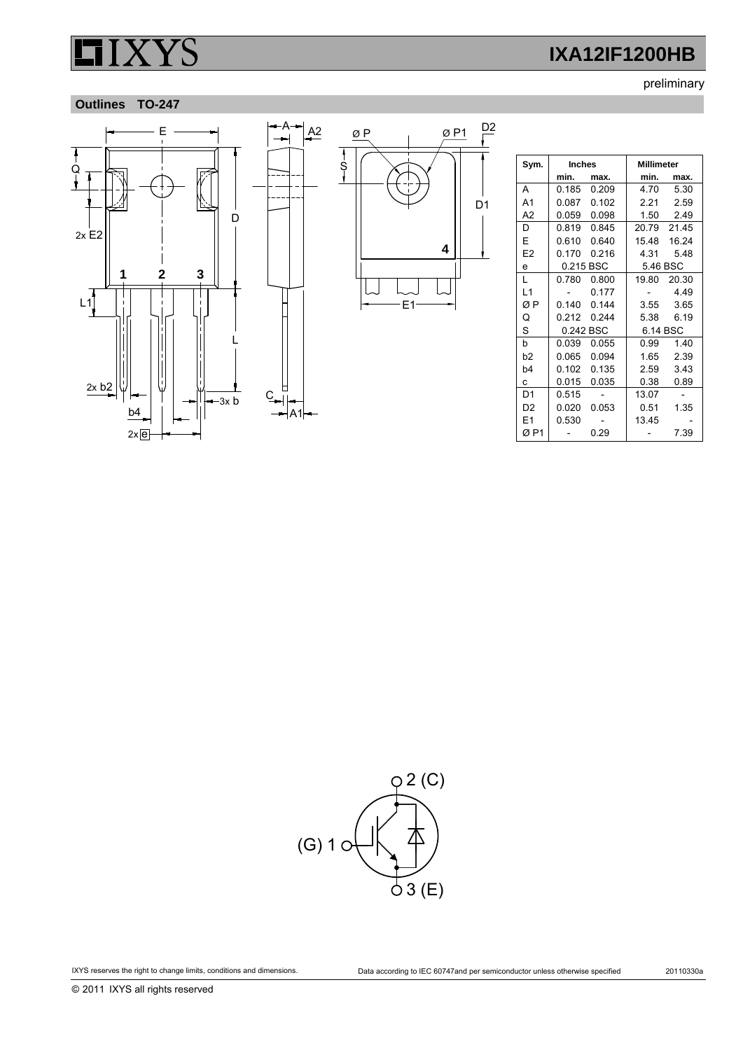preliminary

## Outlines TO-247

| Sym. | Inches | | Millimeter | |
|---|---|---|---|---|
| | min. | max. | min. | max. |
| A | 0.185 | 0.209 | 4.70 | 5.30 |
| A1 | 0.087 | 0.102 | 2.21 | 2.59 |
| A2 | 0.059 | 0.098 | 1.50 | 2.49 |
| D | 0.819 | 0.845 | 20.79 | 21.45 |
| E | 0.610 | 0.640 | 15.48 | 16.24 |
| E2 | 0.170 | 0.216 | 4.31 | 5.48 |
| e | 0.215 BSC | | 5.46 BSC | |
| L | 0.780 | 0.800 | 19.80 | 20.30 |
| L1 | - | 0.177 | - | 4.49 |
| Ø P | 0.140 | 0.144 | 3.55 | 3.65 |
| Q | 0.212 | 0.244 | 5.38 | 6.19 |
| S | 0.242 BSC | | 6.14 BSC | |
| b | 0.039 | 0.055 | 0.99 | 1.40 |
| b2 | 0.065 | 0.094 | 1.65 | 2.39 |
| b4 | 0.102 | 0.135 | 2.59 | 3.43 |
| c | 0.015 | 0.035 | 0.38 | 0.89 |
| D1 | 0.515 | - | 13.07 | - |
| D2 | 0.020 | 0.053 | 0.51 | 1.35 |
| E1 | 0.530 | - | 13.45 | - |
| Ø P1 | - | 0.29 | - | 7.39 |

IXYS reserves the right to change limits, conditions and dimensions.

Data according to IEC 60747and per semiconductor unless otherwise specified

20110330a

© 2011 IXYS all rights reserved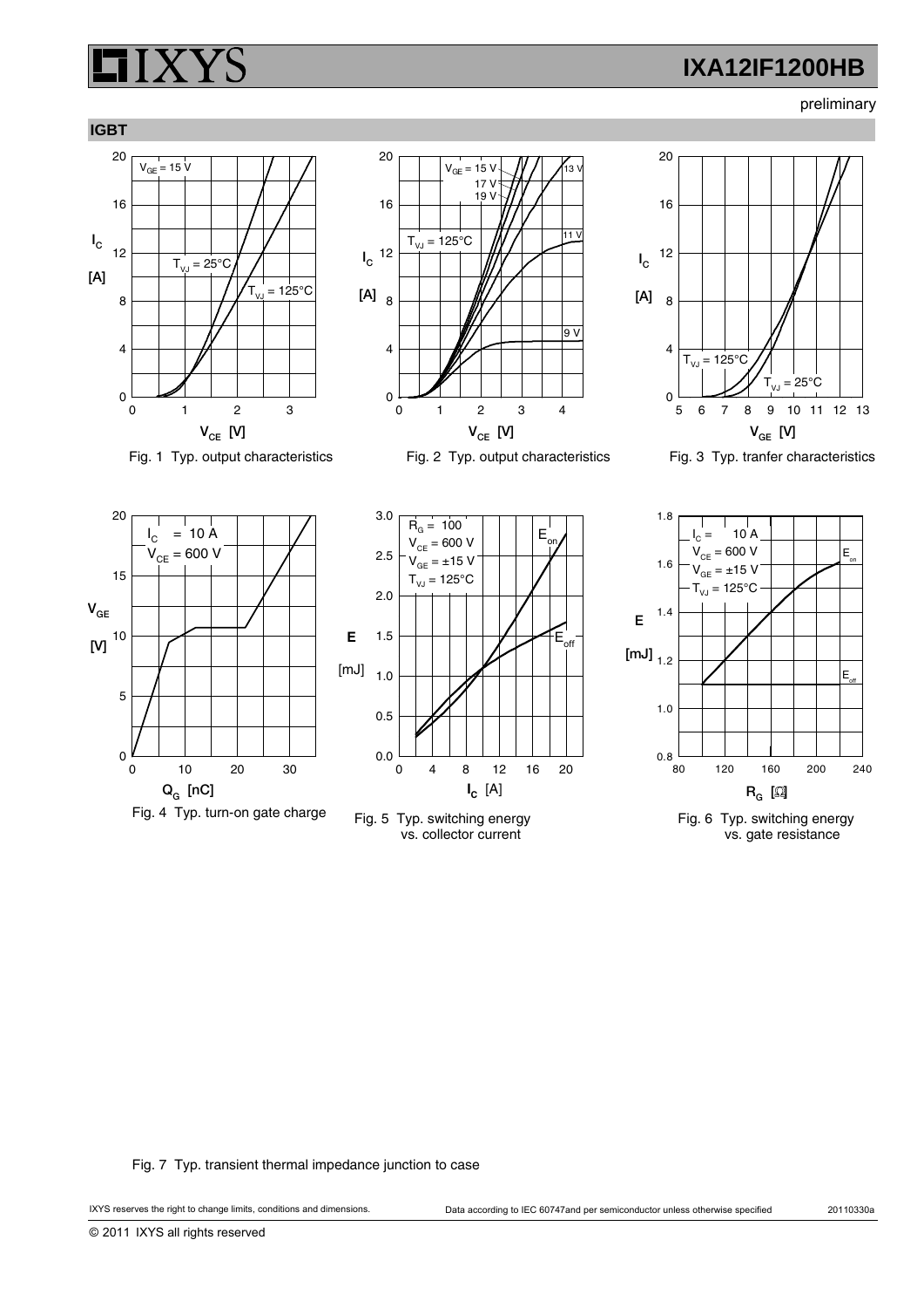preliminary

## IGBT

Fig. 1 Typ. output characteristics

Fig. 2 Typ. output characteristics

Fig. 3 Typ. tranfer characteristics

Fig. 4 Typ. turn-on gate charge

Fig. 5 Typ. switching energy vs. collector current

Fig. 6 Typ. switching energy vs. gate resistance

Fig. 7 Typ. transient thermal impedance junction to case

IXYS reserves the right to change limits, conditions and dimensions. Data according to IEC 60747and per semiconductor unless otherwise specified 20110330a

© 2011 IXYS all rights reserved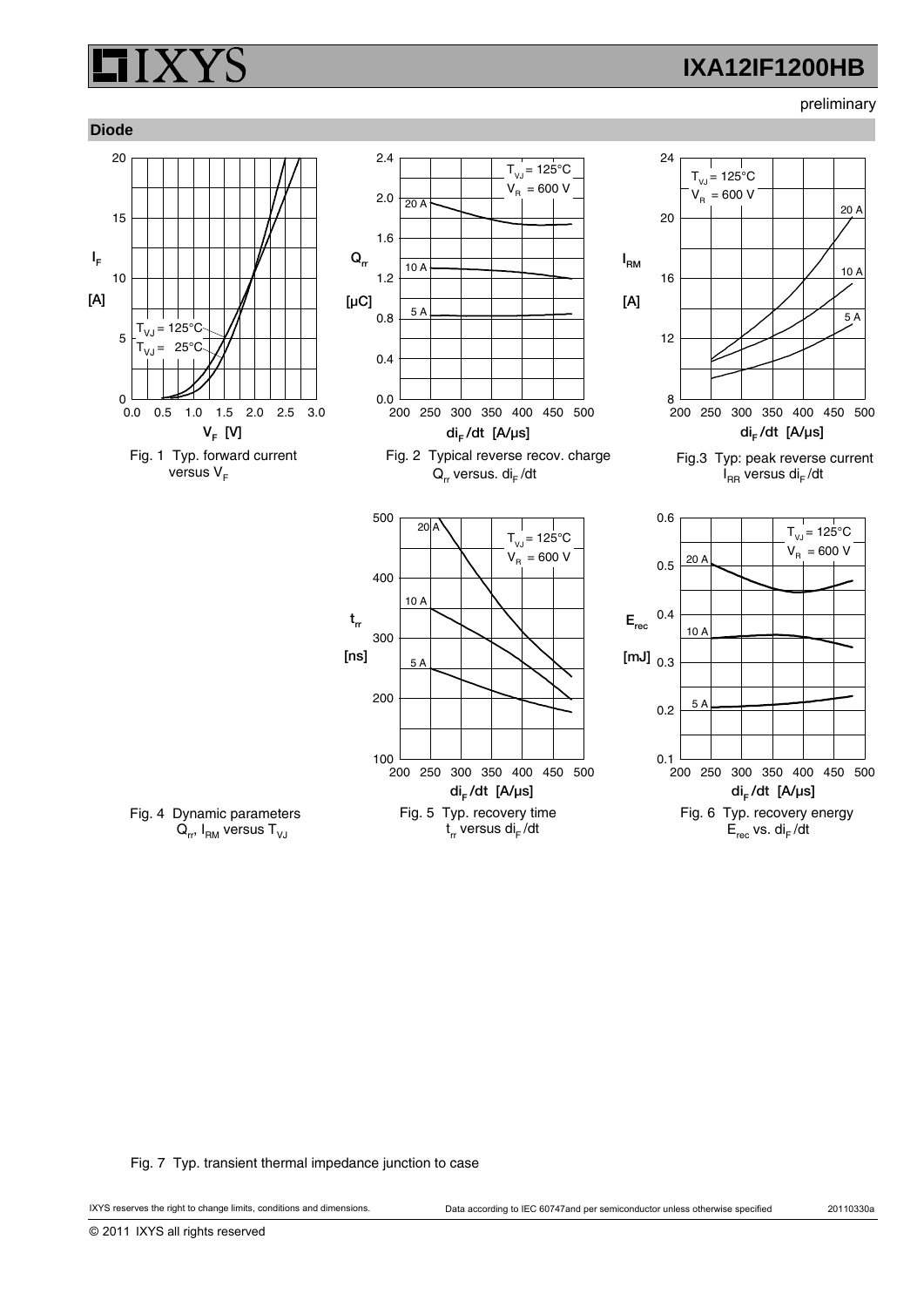preliminary

## Diode

20

15

$I_F$

10

[A]

5

0

0.0 0.5 1.0 1.5 2.0 2.5 3.0

$V_F$ [V]

$T_{VJ}$ = 125°C

$T_{VJ}$ = 25°C

Fig. 1 Typ. forward current versus $V_F$

2.4

2.0

1.6

$Q_{rr}$

1.2

[µC]

0.8

0.4

0.0

200 250 300 350 400 450 500

$di_F/dt$ [A/µs]

$T_{VJ}$ = 125°C

$V_R$ = 600 V

20 A

10 A

5 A

Fig. 2 Typical reverse recov. charge $Q_{rr}$ versus. $di_F/dt$

24

20

$I_{RM}$

16

[A]

12

8

200 250 300 350 400 450 500

$di_F/dt$ [A/µs]

$T_{VJ}$ = 125°C

$V_R$ = 600 V

20 A

10 A

5 A

Fig.3 Typ: peak reverse current $I_{RR}$ versus $di_F/dt$

Fig. 4 Dynamic parameters $Q_{rr}$, $I_{RM}$ versus $T_{VJ}$

500

400

$t_{rr}$

300

[ns]

200

100

200 250 300 350 400 450 500

$di_F/dt$ [A/µs]

$T_{VJ}$ = 125°C

$V_R$ = 600 V

20 A

10 A

5 A

Fig. 5 Typ. recovery time $t_{rr}$ versus $di_F/dt$

0.6

0.5

$E_{rec}$ 0.4

[mJ] 0.3

0.2

0.1

200 250 300 350 400 450 500

$di_F/dt$ [A/µs]

$T_{VJ}$ = 125°C

$V_R$ = 600 V

20 A

10 A

5 A

Fig. 6 Typ. recovery energy $E_{rec}$ vs. $di_F/dt$

Fig. 7 Typ. transient thermal impedance junction to case

IXYS reserves the right to change limits, conditions and dimensions. Data according to IEC 60747and per semiconductor unless otherwise specified 20110330a

© 2011 IXYS all rights reserved